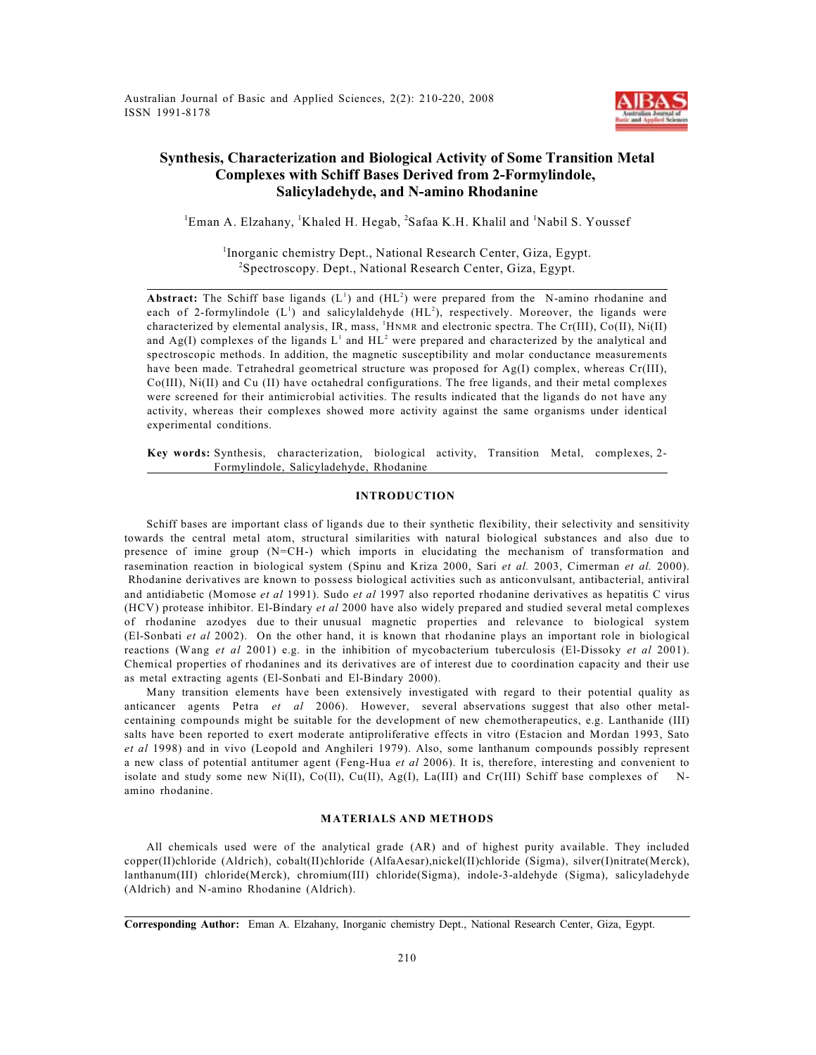# Synthesis, Characterization and Biological Activity of Some Transition Metal Complexes with Schiff Bases Derived from 2-Formylindole, Salicyladehyde, and N-amino Rhodanine

[1]Eman A. Elzahany, [1]Khaled H. Hegab, [2]Safaa K.H. Khalil and [1]Nabil S. Youssef

[1]Inorganic chemistry Dept., National Research Center, Giza, Egypt.
[2]Spectroscopy. Dept., National Research Center, Giza, Egypt.

**Abstract:** The Schiff base ligands ($L^1$) and ($HL^2$) were prepared from the N-amino rhodanine and each of 2-formylindole ($L^1$) and salicylaldehyde ($HL^2$), respectively. Moreover, the ligands were characterized by elemental analysis, IR, mass, $^1$HNMR and electronic spectra. The Cr(III), Co(II), Ni(II) and Ag(I) complexes of the ligands $L^1$ and $HL^2$ were prepared and characterized by the analytical and spectroscopic methods. In addition, the magnetic susceptibility and molar conductance measurements have been made. Tetrahedral geometrical structure was proposed for Ag(I) complex, whereas Cr(III), Co(III), Ni(II) and Cu (II) have octahedral configurations. The free ligands, and their metal complexes were screened for their antimicrobial activities. The results indicated that the ligands do not have any activity, whereas their complexes showed more activity against the same organisms under identical experimental conditions.

**Key words:** Synthesis, characterization, biological activity, Transition Metal, complexes, 2-Formylindole, Salicyladehyde, Rhodanine

## INTRODUCTION

Schiff bases are important class of ligands due to their synthetic flexibility, their selectivity and sensitivity towards the central metal atom, structural similarities with natural biological substances and also due to presence of imine group (N=CH-) which imports in elucidating the mechanism of transformation and rasemination reaction in biological system (Spinu and Kriza 2000, Sari *et al.* 2003, Cimerman *et al.* 2000). Rhodanine derivatives are known to possess biological activities such as anticonvulsant, antibacterial, antiviral and antidiabetic (Momose *et al* 1991). Sudo *et al* 1997 also reported rhodanine derivatives as hepatitis C virus (HCV) protease inhibitor. El-Bindary *et al* 2000 have also widely prepared and studied several metal complexes of rhodanine azodyes due to their unusual magnetic properties and relevance to biological system (El-Sonbati *et al* 2002). On the other hand, it is known that rhodanine plays an important role in biological reactions (Wang *et al* 2001) e.g. in the inhibition of mycobacterium tuberculosis (El-Dissoky *et al* 2001). Chemical properties of rhodanines and its derivatives are of interest due to coordination capacity and their use as metal extracting agents (El-Sonbati and El-Bindary 2000).

Many transition elements have been extensively investigated with regard to their potential quality as anticancer agents Petra *et al* 2006). However, several observations suggest that also other metal-containing compounds might be suitable for the development of new chemotherapeutics, e.g. Lanthanide (III) salts have been reported to exert moderate antiproliferative effects in vitro (Estacion and Mordan 1993, Sato *et al* 1998) and in vivo (Leopold and Anghileri 1979). Also, some lanthanum compounds possibly represent a new class of potential antitumer agent (Feng-Hua *et al* 2006). It is, therefore, interesting and convenient to isolate and study some new Ni(II), Co(II), Cu(II), Ag(I), La(III) and Cr(III) Schiff base complexes of N-amino rhodanine.

## MATERIALS AND METHODS

All chemicals used were of the analytical grade (AR) and of highest purity available. They included copper(II)chloride (Aldrich), cobalt(II)chloride (AlfaAesar),nickel(II)chloride (Sigma), silver(I)nitrate(Merck), lanthanum(III) chloride(Merck), chromium(III) chloride(Sigma), indole-3-aldehyde (Sigma), salicyladehyde (Aldrich) and N-amino Rhodanine (Aldrich).

**Corresponding Author:** Eman A. Elzahany, Inorganic chemistry Dept., National Research Center, Giza, Egypt.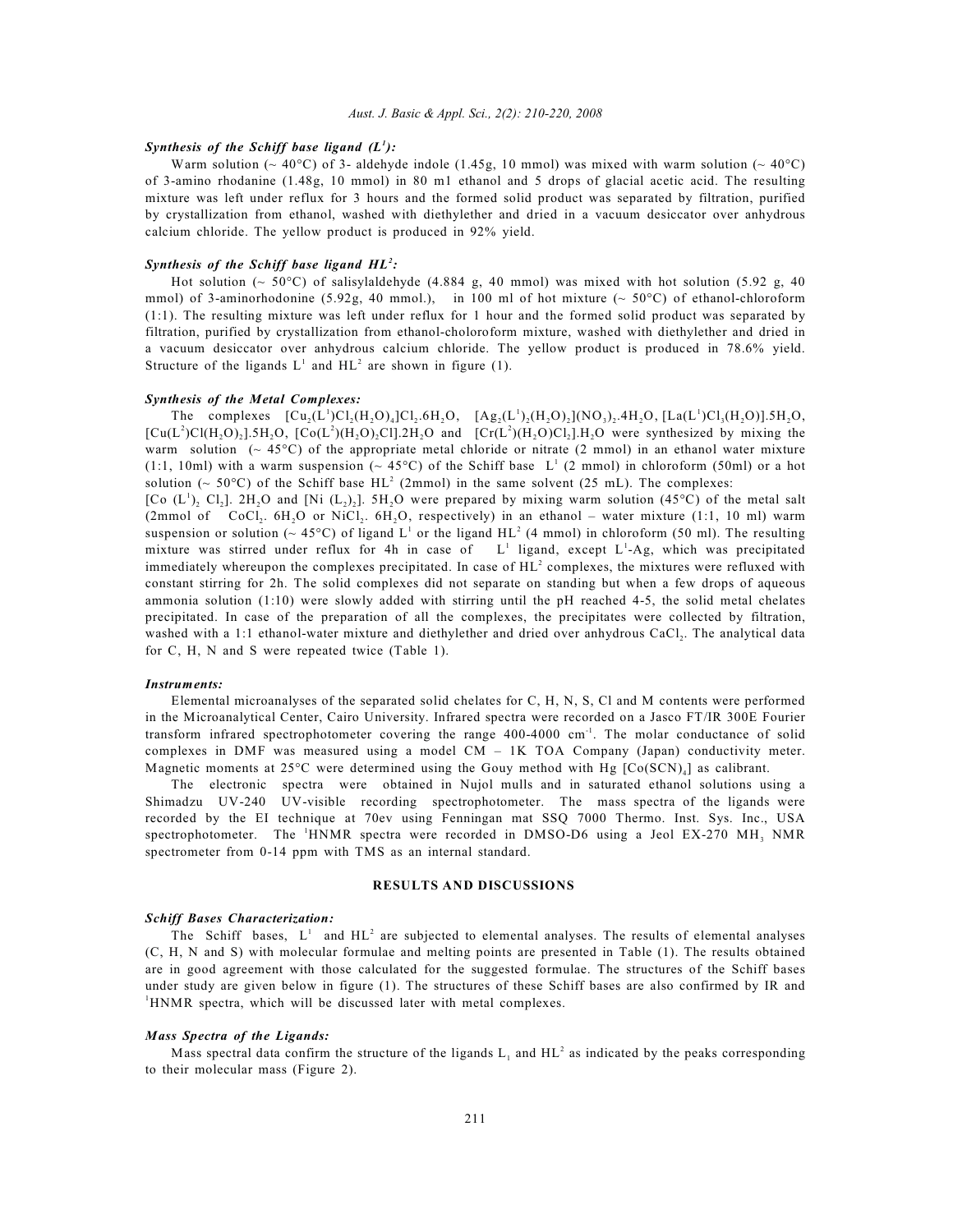### *Synthesis of the Schiff base ligand ($L^1$):*

Warm solution (~ 40°C) of 3- aldehyde indole (1.45g, 10 mmol) was mixed with warm solution (~ 40°C) of 3-amino rhodanine (1.48g, 10 mmol) in 80 m1 ethanol and 5 drops of glacial acetic acid. The resulting mixture was left under reflux for 3 hours and the formed solid product was separated by filtration, purified by crystallization from ethanol, washed with diethylether and dried in a vacuum desiccator over anhydrous calcium chloride. The yellow product is produced in 92% yield.

### *Synthesis of the Schiff base ligand $HL^2$:*

Hot solution (~ 50°C) of salisylaldehyde (4.884 g, 40 mmol) was mixed with hot solution (5.92 g, 40 mmol) of 3-aminorhodonine (5.92g, 40 mmol.), in 100 ml of hot mixture (~ 50°C) of ethanol-chloroform (1:1). The resulting mixture was left under reflux for 1 hour and the formed solid product was separated by filtration, purified by crystallization from ethanol-choloroform mixture, washed with diethylether and dried in a vacuum desiccator over anhydrous calcium chloride. The yellow product is produced in 78.6% yield. Structure of the ligands $L^1$ and $HL^2$ are shown in figure (1).

### *Synthesis of the Metal Complexes:*

The complexes $[Cu_2(L^1)Cl_2(H_2O)_4]Cl_2.6H_2O$, $[Ag_2(L^1)_2(H_2O)_2](NO_3)_2.4H_2O$, $[La(L^1)Cl_3(H_2O)].5H_2O$, $[Cu(L^2)Cl(H_2O)_2].5H_2O$, $[Co(L^2)(H_2O)_2Cl].2H_2O$ and $[Cr(L^2)(H_2O)Cl_2].H_2O$ were synthesized by mixing the warm solution (~ 45°C) of the appropriate metal chloride or nitrate (2 mmol) in an ethanol water mixture (1:1, 10ml) with a warm suspension (~ 45°C) of the Schiff base $L^1$ (2 mmol) in chloroform (50ml) or a hot solution (~ 50°C) of the Schiff base $HL^2$ (2mmol) in the same solvent (25 mL). The complexes: $[Co(L^1)_2Cl_2].2H_2O$ and $[Ni(L_2)_2].5H_2O$ were prepared by mixing warm solution (45°C) of the metal salt (2mmol of $CoCl_2.6H_2O$ or $NiCl_2.6H_2O$, respectively) in an ethanol – water mixture (1:1, 10 ml) warm suspension or solution (~ 45°C) of ligand $L^1$ or the ligand $HL^2$ (4 mmol) in chloroform (50 ml). The resulting mixture was stirred under reflux for 4h in case of $L^1$ ligand, except $L^1$-Ag, which was precipitated immediately whereupon the complexes precipitated. In case of $HL^2$ complexes, the mixtures were refluxed with constant stirring for 2h. The solid complexes did not separate on standing but when a few drops of aqueous ammonia solution (1:10) were slowly added with stirring until the pH reached 4-5, the solid metal chelates precipitated. In case of the preparation of all the complexes, the precipitates were collected by filtration, washed with a 1:1 ethanol-water mixture and diethylether and dried over anhydrous $CaCl_2$. The analytical data for C, H, N and S were repeated twice (Table 1).

### *Instruments:*

Elemental microanalyses of the separated solid chelates for C, H, N, S, Cl and M contents were performed in the Microanalytical Center, Cairo University. Infrared spectra were recorded on a Jasco FT/IR 300E Fourier transform infrared spectrophotometer covering the range 400-4000 $cm^{-1}$. The molar conductance of solid complexes in DMF was measured using a model CM – 1K TOA Company (Japan) conductivity meter. Magnetic moments at 25°C were determined using the Gouy method with Hg $[Co(SCN)_4]$ as calibrant.

The electronic spectra were obtained in Nujol mulls and in saturated ethanol solutions using a Shimadzu UV-240 UV-visible recording spectrophotometer. The mass spectra of the ligands were recorded by the EI technique at 70ev using Fenningan mat SSQ 7000 Thermo. Inst. Sys. Inc., USA spectrophotometer. The $^1$HNMR spectra were recorded in DMSO-D6 using a Jeol EX-270 $MH_3$ NMR spectrometer from 0-14 ppm with TMS as an internal standard.

## RESULTS AND DISCUSSIONS

### *Schiff Bases Characterization:*

The Schiff bases, $L^1$ and $HL^2$ are subjected to elemental analyses. The results of elemental analyses (C, H, N and S) with molecular formulae and melting points are presented in Table (1). The results obtained are in good agreement with those calculated for the suggested formulae. The structures of the Schiff bases under study are given below in figure (1). The structures of these Schiff bases are also confirmed by IR and $^1$HNMR spectra, which will be discussed later with metal complexes.

### *Mass Spectra of the Ligands:*

Mass spectral data confirm the structure of the ligands $L_1$ and $HL^2$ as indicated by the peaks corresponding to their molecular mass (Figure 2).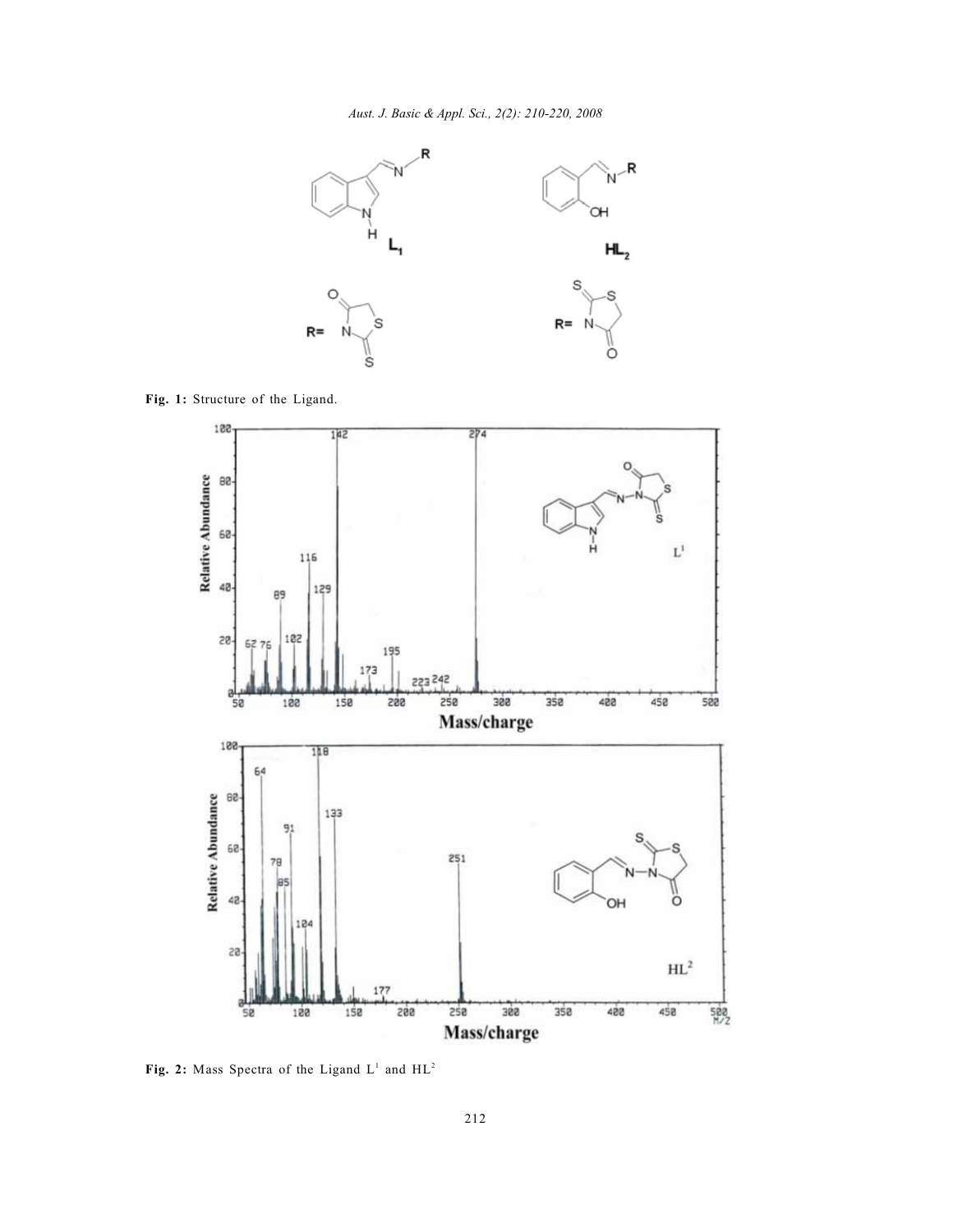Fig. 1: Structure of the Ligand.

Fig. 2: Mass Spectra of the Ligand $L^1$ and $HL^2$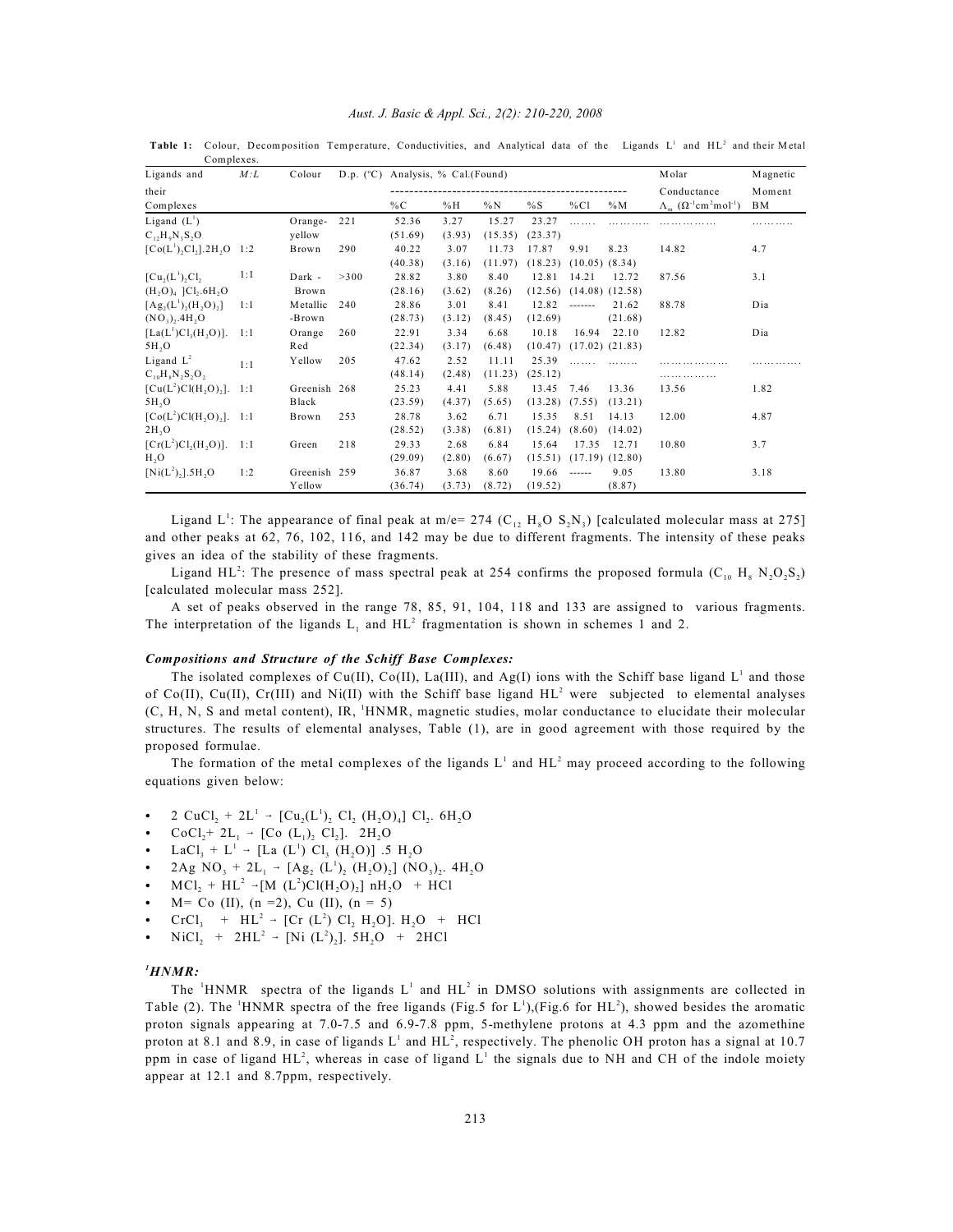**Table 1:** Colour, Decomposition Temperature, Conductivities, and Analytical data of the Ligands $L^1$ and $HL^2$ and their Metal Complexes.

| Ligands and their Complexes | M:L | Colour | D.p. (°C) | Analysis, % Cal.(Found) | | | | | | Molar Conductance $\Lambda_m$ ($\Omega^{-1}cm^2mol^{-1}$) | Magnetic Moment BM |
|---|---|---|---|---|---|---|---|---|---|---|---|
| | | | | %C | %H | %N | %S | %Cl | %M | | |
| Ligand ($L^1$) $C_{12}H_9N_3S_2O$ | | Orange-yellow | 221 | 52.36 (51.69) | 3.27 (3.93) | 15.27 (15.35) | 23.27 (23.37) | ……. | ……… | …………… | ……… |
| $[Co(L^1)_2Cl_2].2H_2O$ | 1:2 | Brown | 290 | 40.22 (40.38) | 3.07 (3.16) | 11.73 (11.97) | 17.87 (18.23) | 9.91 (10.05) | 8.23 (8.34) | 14.82 | 4.7 |
| $[Cu_2(L^1)_2Cl_2(H_2O)_4]Cl_2.6H_2O$ | 1:1 | Dark - Brown | >300 | 28.82 (28.16) | 3.80 (3.62) | 8.40 (8.26) | 12.81 (12.56) | 14.21 (14.08) | 12.72 (12.58) | 87.56 | 3.1 |
| $[Ag_2(L^1)_2(H_2O)_2](NO_3)_2.4H_2O$ | 1:1 | Metallic -Brown | 240 | 28.86 (28.73) | 3.01 (3.12) | 8.41 (8.45) | 12.82 (12.69) | ------- | 21.62 (21.68) | 88.78 | Dia |
| $[La(L^1)Cl_3(H_2O)].5H_2O$ | 1:1 | Orange Red | 260 | 22.91 (22.34) | 3.34 (3.17) | 6.68 (6.48) | 10.18 (10.47) | 16.94 (17.02) | 22.10 (21.83) | 12.82 | Dia |
| Ligand $L^2$ $C_{10}H_8N_2S_2O_2$ | 1:1 | Yellow | 205 | 47.62 (48.14) | 2.52 (2.48) | 11.11 (11.23) | 25.39 (25.12) | ……. | ……. | ……………… | ………… |
| $[Cu(L^2)Cl(H_2O)_2].5H_2O$ | 1:1 | Greenish Black | 268 | 25.23 (23.59) | 4.41 (4.37) | 5.88 (5.65) | 13.45 (13.28) | 7.46 (7.55) | 13.36 (13.21) | 13.56 | 1.82 |
| $[Co(L^2)Cl(H_2O)_2].2H_2O$ | 1:1 | Brown | 253 | 28.78 (28.52) | 3.62 (3.38) | 6.71 (6.81) | 15.35 (15.24) | 8.51 (8.60) | 14.13 (14.02) | 12.00 | 4.87 |
| $[Cr(L^2)Cl_2(H_2O)].H_2O$ | 1:1 | Green | 218 | 29.33 (29.09) | 2.68 (2.80) | 6.84 (6.67) | 15.64 (15.51) | 17.35 (17.19) | 12.71 (12.80) | 10.80 | 3.7 |
| $[Ni(L^2)_2].5H_2O$ | 1:2 | Greenish Yellow | 259 | 36.87 (36.74) | 3.68 (3.73) | 8.60 (8.72) | 19.66 (19.52) | ------ | 9.05 (8.87) | 13.80 | 3.18 |

Ligand $L^1$: The appearance of final peak at m/e= 274 ($C_{12}H_8OS_2N_3$) [calculated molecular mass at 275] and other peaks at 62, 76, 102, 116, and 142 may be due to different fragments. The intensity of these peaks gives an idea of the stability of these fragments.

Ligand $HL^2$: The presence of mass spectral peak at 254 confirms the proposed formula ($C_{10}H_8N_2O_2S_2$) [calculated molecular mass 252].

A set of peaks observed in the range 78, 85, 91, 104, 118 and 133 are assigned to various fragments. The interpretation of the ligands $L_1$ and $HL^2$ fragmentation is shown in schemes 1 and 2.

### *Compositions and Structure of the Schiff Base Complexes:*

The isolated complexes of Cu(II), Co(II), La(III), and Ag(I) ions with the Schiff base ligand $L^1$ and those of Co(II), Cu(II), Cr(III) and Ni(II) with the Schiff base ligand $HL^2$ were subjected to elemental analyses (C, H, N, S and metal content), IR, $^1$HNMR, magnetic studies, molar conductance to elucidate their molecular structures. The results of elemental analyses, Table (1), are in good agreement with those required by the proposed formulae.

The formation of the metal complexes of the ligands $L^1$ and $HL^2$ may proceed according to the following equations given below:

- $2\ CuCl_2 + 2L^1 \rightarrow [Cu_2(L^1)_2\ Cl_2\ (H_2O)_4]\ Cl_2.\ 6H_2O$
- $CoCl_2 + 2L_1 \rightarrow [Co\ (L_1)_2\ Cl_2].\ 2H_2O$
- $LaCl_3 + L^1 \rightarrow [La\ (L^1)\ Cl_3\ (H_2O)]\ .5\ H_2O$
- $2Ag\ NO_3 + 2L_1 \rightarrow [Ag_2\ (L^1)_2\ (H_2O)_2]\ (NO_3)_2.\ 4H_2O$
- $MCl_2 + HL^2 \rightarrow [M\ (L^2)Cl(H_2O)_2]\ nH_2O\ + HCl$
- M= Co (II), (n =2), Cu (II), (n = 5)
- $CrCl_3\ + HL^2 \rightarrow [Cr\ (L^2)\ Cl_2\ H_2O].\ H_2O\ + HCl$
- $NiCl_2\ + 2HL^2 \rightarrow [Ni\ (L^2)_2].\ 5H_2O\ + 2HCl$

### *$^1$HNMR:*

The $^1$HNMR spectra of the ligands $L^1$ and $HL^2$ in DMSO solutions with assignments are collected in Table (2). The $^1$HNMR spectra of the free ligands (Fig.5 for $L^1$),(Fig.6 for $HL^2$), showed besides the aromatic proton signals appearing at 7.0-7.5 and 6.9-7.8 ppm, 5-methylene protons at 4.3 ppm and the azomethine proton at 8.1 and 8.9, in case of ligands $L^1$ and $HL^2$, respectively. The phenolic OH proton has a signal at 10.7 ppm in case of ligand $HL^2$, whereas in case of ligand $L^1$ the signals due to NH and CH of the indole moiety appear at 12.1 and 8.7ppm, respectively.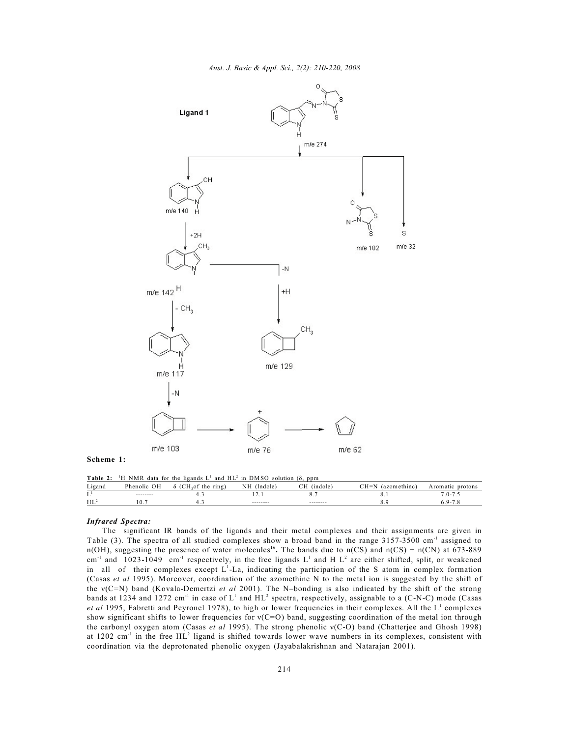Scheme 1:

**Table 2:** $^1H$ NMR data for the ligands $L^1$ and $HL^2$ in DMSO solution (δ, ppm

| Ligand | Phenolic OH | δ ($CH_2$of the ring) | NH (Indole) | CH (indole) | CH=N (azomethinc) | Aromatic protons |
|---|---|---|---|---|---|---|
| $L^1$ | -------- | 4.3 | 12.1 | 8.7 | 8.1 | 7.0-7.5 |
| $HL^2$ | 10.7 | 4.3 | -------- | -------- | 8.9 | 6.9-7.8 |

### *Infrared Spectra:*

The significant IR bands of the ligands and their metal complexes and their assignments are given in Table (3). The spectra of all studied complexes show a broad band in the range 3157-3500 $cm^{-1}$ assigned to n(OH), suggesting the presence of water molecules[16]. The bands due to n(CS) and n(CS) + n(CN) at 673-889 $cm^{-1}$ and 1023-1049 $cm^{-1}$ respectively, in the free ligands $L^1$ and H $L^2$ are either shifted, split, or weakened in all of their complexes except $L^1$-La, indicating the participation of the S atom in complex formation (Casas *et al* 1995). Moreover, coordination of the azomethine N to the metal ion is suggested by the shift of the ν(C=N) band (Kovala-Demertzi *et al* 2001). The N–bonding is also indicated by the shift of the strong bands at 1234 and 1272 $cm^{-1}$ in case of $L^1$ and $HL^2$ spectra, respectively, assignable to a (C-N-C) mode (Casas *et al* 1995, Fabretti and Peyronel 1978), to high or lower frequencies in their complexes. All the $L^1$ complexes show significant shifts to lower frequencies for ν(C=O) band, suggesting coordination of the metal ion through the carbonyl oxygen atom (Casas *et al* 1995). The strong phenolic ν(C-O) band (Chatterjee and Ghosh 1998) at 1202 $cm^{-1}$ in the free $HL^2$ ligand is shifted towards lower wave numbers in its complexes, consistent with coordination via the deprotonated phenolic oxygen (Jayabalakrishnan and Natarajan 2001).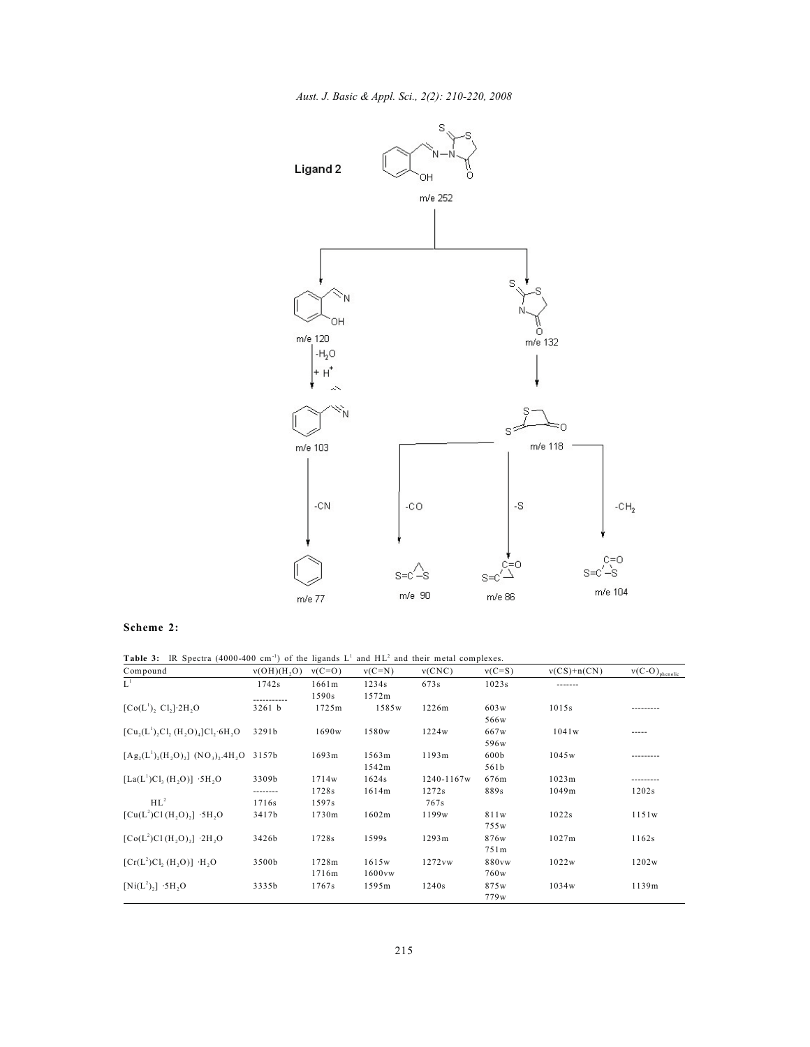**Scheme 2:**

**Table 3:** IR Spectra (4000-400 $cm^{-1}$) of the ligands $L^1$ and $HL^2$ and their metal complexes.

| Compound | ν(OH)($H_2O$) | ν(C=O) | ν(C=N) | ν(CNC) | ν(C=S) | ν(CS)+n(CN) | ν(C-O)$_{phenolic}$ |
|---|---|---|---|---|---|---|---|
| $L^1$ | 1742s<br>----------- | 1661m<br>1590s | 1234s<br>1572m | 673s | 1023s | ------- | |
| $[Co(L^1)_2 Cl_2]·2H_2O$ | 3261 b | 1725m | 1585w | 1226m | 603w<br>566w | 1015s | --------- |
| $[Cu_2(L^1)_2Cl_2 (H_2O)_4]Cl_2·6H_2O$ | 3291b | 1690w | 1580w | 1224w | 667w<br>596w | 1041w | ----- |
| $[Ag_2(L^1)_2(H_2O)_2] (NO_3)_2.4H_2O$ | 3157b | 1693m | 1563m<br>1542m | 1193m | 600b<br>561b | 1045w | --------- |
| $[La(L^1)Cl_3 (H_2O)] ·5H_2O$ | 3309b | 1714w | 1624s | 1240-1167w | 676m | 1023m | --------- |
| $HL^2$ | --------<br>1716s | 1728s<br>1597s | 1614m | 1272s<br>767s | 889s | 1049m | 1202s |
| $[Cu(L^2)Cl (H_2O)_2] ·5H_2O$ | 3417b | 1730m | 1602m | 1199w | 811w<br>755w | 1022s | 1151w |
| $[Co(L^2)Cl (H_2O)_2] ·2H_2O$ | 3426b | 1728s | 1599s | 1293m | 876w<br>751m | 1027m | 1162s |
| $[Cr(L^2)Cl_2 (H_2O)] ·H_2O$ | 3500b | 1728m<br>1716m | 1615w<br>1600vw | 1272vw | 880vw<br>760w | 1022w | 1202w |
| $[Ni(L^2)_2] ·5H_2O$ | 3335b | 1767s | 1595m | 1240s | 875w<br>779w | 1034w | 1139m |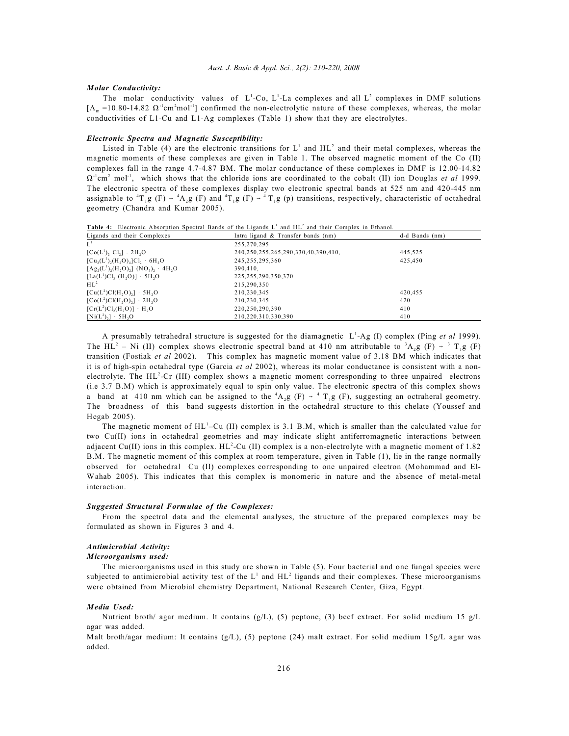### *Molar Conductivity:*

The molar conductivity values of $L^1$-Co, $L^1$-La complexes and all $L^2$ complexes in DMF solutions [$\Lambda_m$ =10.80-14.82 $\Omega^{-1}cm^2mol^{-1}$] confirmed the non-electrolytic nature of these complexes, whereas, the molar conductivities of L1-Cu and L1-Ag complexes (Table 1) show that they are electrolytes.

### *Electronic Spectra and Magnetic Susceptibility:*

Listed in Table (4) are the electronic transitions for $L^1$ and $HL^2$ and their metal complexes, whereas the magnetic moments of these complexes are given in Table 1. The observed magnetic moment of the Co (II) complexes fall in the range 4.7-4.87 BM. The molar conductance of these complexes in DMF is 12.00-14.82 $\Omega^{-1}cm^2$ $mol^{-1}$, which shows that the chloride ions are coordinated to the cobalt (II) ion Douglas *et al* 1999. The electronic spectra of these complexes display two electronic spectral bands at 525 nm and 420-445 nm assignable to $^4T_1g$ (F) → $^4A_2g$ (F) and $^4T_1g$ (F) → $^4T_1g$ (p) transitions, respectively, characteristic of octahedral geometry (Chandra and Kumar 2005).

**Table 4:** Electronic Absorption Spectral Bands of the Ligands $L^1$ and $HL^2$ and their Complex in Ethanol.

| Ligands and their Complexes | Intra ligand & Transfer bands (nm) | d-d Bands (nm) |
|---|---|---|
| $L^1$ | 255,270,295 | |
| $[Co(L^1)_2\ Cl_2]$ . $2H_2O$ | 240,250,255,265,290,330,40,390,410, | 445,525 |
| $[Cu_2(L^1)_2(H_2O)_4]Cl_2 \cdot 6H_2O$ | 245,255,295,360 | 425,450 |
| $[Ag_2(L^1)_2(H_2O)_2]\ (NO_3)_2 \cdot 4H_2O$ | 390,410, | |
| $[La(L^1)Cl_3\ (H_2O)] \cdot 5H_2O$ | 225,255,290,350,370 | |
| $HL^2$ | 215,290,350 | |
| $[Cu(L^2)Cl(H_2O)_2] \cdot 5H_2O$ | 210,230,345 | 420,455 |
| $[Co(L^2)Cl(H_2O)_2] \cdot 2H_2O$ | 210,230,345 | 420 |
| $[Cr(L^2)Cl_2(H_2O)] \cdot H_2O$ | 220,250,290,390 | 410 |
| $[Ni(L^2)_2] \cdot 5H_2O$ | 210,220,310,330,390 | 410 |

A presumably tetrahedral structure is suggested for the diamagnetic $L^1$-Ag (I) complex (Ping *et al* 1999). The $HL^2$ – Ni (II) complex shows electronic spectral band at 410 nm attributable to $^3A_2g$ (F) → $^3T_1g$ (F) transition (Fostiak *et al* 2002). This complex has magnetic moment value of 3.18 BM which indicates that it is of high-spin octahedral type (Garcia *et al* 2002), whereas its molar conductance is consistent with a non-electrolyte. The $HL^2$-Cr (III) complex shows a magnetic moment corresponding to three unpaired electrons (i.e 3.7 B.M) which is approximately equal to spin only value. The electronic spectra of this complex shows a band at 410 nm which can be assigned to the $^4A_2g$ (F) → $^4T_1g$ (F), suggesting an octraheral geometry. The broadness of this band suggests distortion in the octahedral structure to this chelate (Youssef and Hegab 2005).

The magnetic moment of $HL^1$–Cu (II) complex is 3.1 B.M, which is smaller than the calculated value for two Cu(II) ions in octahedral geometries and may indicate slight antiferromagnetic interactions between adjacent Cu(II) ions in this complex. $HL^2$-Cu (II) complex is a non-electrolyte with a magnetic moment of 1.82 B.M. The magnetic moment of this complex at room temperature, given in Table (1), lie in the range normally observed for octahedral Cu (II) complexes corresponding to one unpaired electron (Mohammad and El-Wahab 2005). This indicates that this complex is monomeric in nature and the absence of metal-metal interaction.

### *Suggested Structural Formulae of the Complexes:*

From the spectral data and the elemental analyses, the structure of the prepared complexes may be formulated as shown in Figures 3 and 4.

### *Antimicrobial Activity:*

#### *Microorganisms used:*

The microorganisms used in this study are shown in Table (5). Four bacterial and one fungal species were subjected to antimicrobial activity test of the $L^1$ and $HL^2$ ligands and their complexes. These microorganisms were obtained from Microbial chemistry Department, National Research Center, Giza, Egypt.

### *Media Used:*

Nutrient broth/ agar medium. It contains (g/L), (5) peptone, (3) beef extract. For solid medium 15 g/L agar was added.

Malt broth/agar medium: It contains (g/L), (5) peptone (24) malt extract. For solid medium 15g/L agar was added.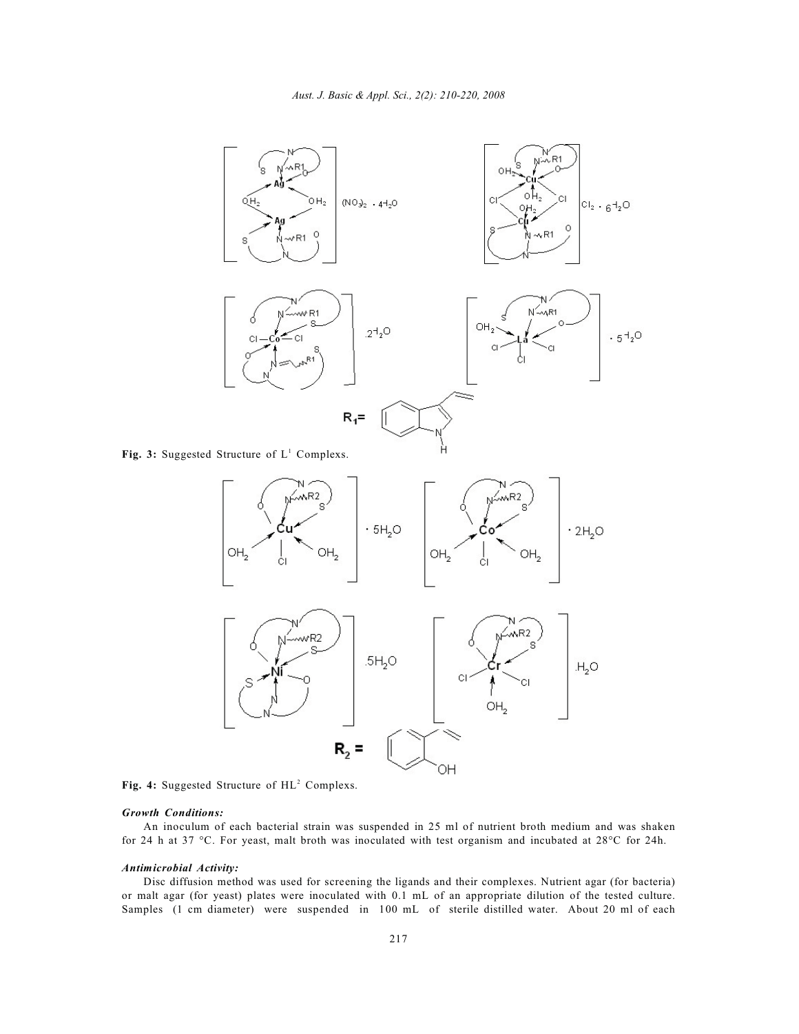Fig. 3: Suggested Structure of $L^1$ Complexs.

Fig. 4: Suggested Structure of $HL^2$ Complexs.

### *Growth Conditions:*

An inoculum of each bacterial strain was suspended in 25 ml of nutrient broth medium and was shaken for 24 h at 37 °C. For yeast, malt broth was inoculated with test organism and incubated at 28°C for 24h.

### *Antimicrobial Activity:*

Disc diffusion method was used for screening the ligands and their complexes. Nutrient agar (for bacteria) or malt agar (for yeast) plates were inoculated with 0.1 mL of an appropriate dilution of the tested culture. Samples (1 cm diameter) were suspended in 100 mL of sterile distilled water. About 20 ml of each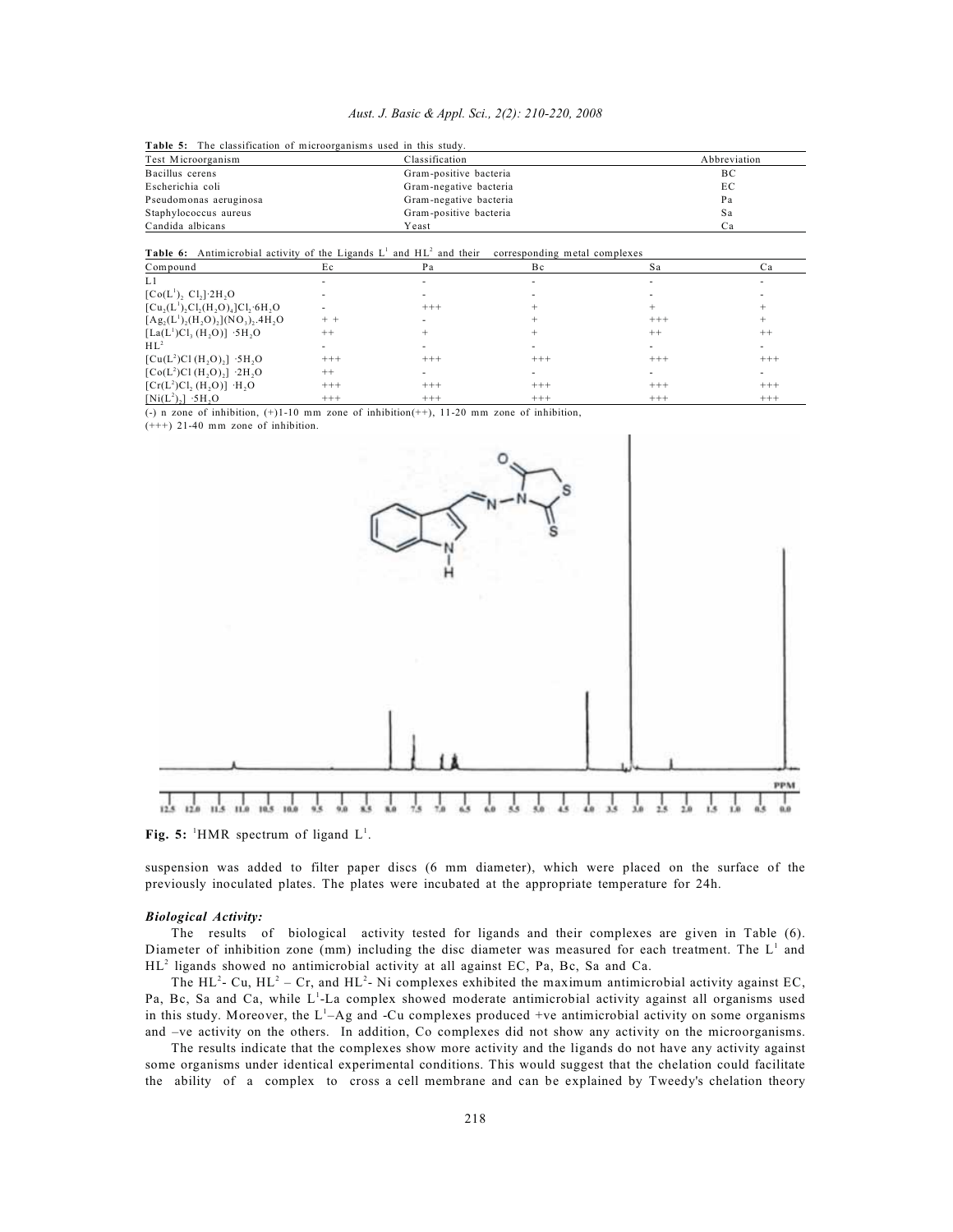**Table 5:** The classification of microorganisms used in this study.

| Test Microorganism | Classification | Abbreviation |
|---|---|---|
| Bacillus cerens | Gram-positive bacteria | BC |
| Escherichia coli | Gram-negative bacteria | EC |
| Pseudomonas aeruginosa | Gram-negative bacteria | Pa |
| Staphylococcus aureus | Gram-positive bacteria | Sa |
| Candida albicans | Yeast | Ca |

**Table 6:** Antimicrobial activity of the Ligands $L^1$ and $HL^2$ and their corresponding metal complexes

| Compound | Ec | Pa | Bc | Sa | Ca |
|---|---|---|---|---|---|
| L1 | - | - | - | - | - |
| $[Co(L^1)_2\ Cl_2]{\cdot}2H_2O$ | - | - | - | - | - |
| $[Cu_2(L^1)_2Cl_2(H_2O)_4]Cl_2{\cdot}6H_2O$ | - | +++ | + | + | + |
| $[Ag_2(L^1)_2(H_2O)_2](NO_3)_2.4H_2O$ | + + | - | + | +++ | + |
| $[La(L^1)Cl_3\ (H_2O)]\ {\cdot}5H_2O$ | ++ | + | + | ++ | ++ |
| $HL^2$ | - | - | - | - | - |
| $[Cu(L^2)Cl\ (H_2O)_2]\ {\cdot}5H_2O$ | +++ | +++ | +++ | +++ | +++ |
| $[Co(L^2)Cl\ (H_2O)_2]\ {\cdot}2H_2O$ | ++ | - | - | - | - |
| $[Cr(L^2)Cl_2\ (H_2O)]\ {\cdot}H_2O$ | +++ | +++ | +++ | +++ | +++ |
| $[Ni(L^2)_2]\ {\cdot}5H_2O$ | +++ | +++ | +++ | +++ | +++ |

(-) n zone of inhibition, (+)1-10 mm zone of inhibition(++), 11-20 mm zone of inhibition,
(+++) 21-40 mm zone of inhibition.

**Fig. 5:** $^1$HMR spectrum of ligand $L^1$.

suspension was added to filter paper discs (6 mm diameter), which were placed on the surface of the previously inoculated plates. The plates were incubated at the appropriate temperature for 24h.

### *Biological Activity:*

The results of biological activity tested for ligands and their complexes are given in Table (6). Diameter of inhibition zone (mm) including the disc diameter was measured for each treatment. The $L^1$ and $HL^2$ ligands showed no antimicrobial activity at all against EC, Pa, Bc, Sa and Ca.

The $HL^2$- Cu, $HL^2$ – Cr, and $HL^2$- Ni complexes exhibited the maximum antimicrobial activity against EC, Pa, Bc, Sa and Ca, while $L^1$-La complex showed moderate antimicrobial activity against all organisms used in this study. Moreover, the $L^1$–Ag and -Cu complexes produced +ve antimicrobial activity on some organisms and –ve activity on the others. In addition, Co complexes did not show any activity on the microorganisms.

The results indicate that the complexes show more activity and the ligands do not have any activity against some organisms under identical experimental conditions. This would suggest that the chelation could facilitate the ability of a complex to cross a cell membrane and can be explained by Tweedy's chelation theory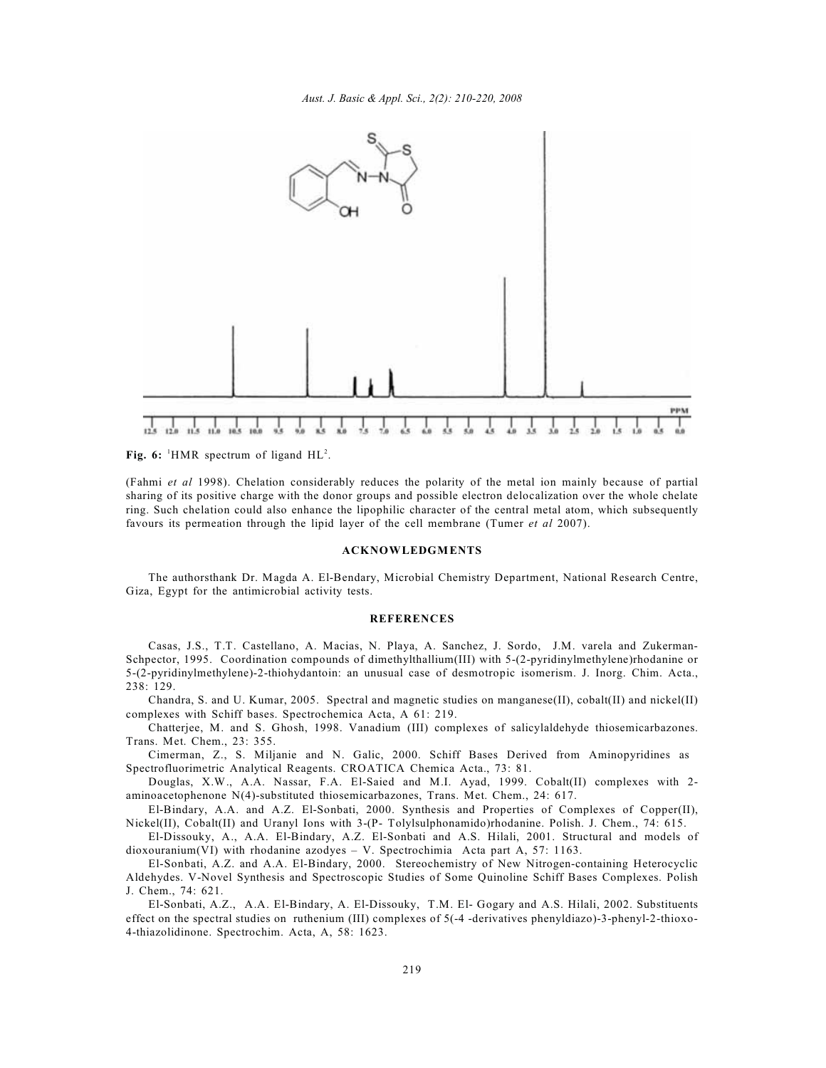**Fig. 6:** $^{1}$HMR spectrum of ligand $HL^2$.

(Fahmi *et al* 1998). Chelation considerably reduces the polarity of the metal ion mainly because of partial sharing of its positive charge with the donor groups and possible electron delocalization over the whole chelate ring. Such chelation could also enhance the lipophilic character of the central metal atom, which subsequently favours its permeation through the lipid layer of the cell membrane (Tumer *et al* 2007).

## ACKNOWLEDGMENTS

The authorsthank Dr. Magda A. El-Bendary, Microbial Chemistry Department, National Research Centre, Giza, Egypt for the antimicrobial activity tests.

## REFERENCES

Casas, J.S., T.T. Castellano, A. Macias, N. Playa, A. Sanchez, J. Sordo, J.M. varela and Zukerman-Schpector, 1995. Coordination compounds of dimethylthallium(III) with 5-(2-pyridinylmethylene)rhodanine or 5-(2-pyridinylmethylene)-2-thiohydantoin: an unusual case of desmotropic isomerism. J. Inorg. Chim. Acta., 238: 129.

Chandra, S. and U. Kumar, 2005. Spectral and magnetic studies on manganese(II), cobalt(II) and nickel(II) complexes with Schiff bases. Spectrochemica Acta, A 61: 219.

Chatterjee, M. and S. Ghosh, 1998. Vanadium (III) complexes of salicylaldehyde thiosemicarbazones. Trans. Met. Chem., 23: 355.

Cimerman, Z., S. Miljanie and N. Galic, 2000. Schiff Bases Derived from Aminopyridines as Spectrofluorimetric Analytical Reagents. CROATICA Chemica Acta., 73: 81.

Douglas, X.W., A.A. Nassar, F.A. El-Saied and M.I. Ayad, 1999. Cobalt(II) complexes with 2-aminoacetophenone N(4)-substituted thiosemicarbazones, Trans. Met. Chem., 24: 617.

El-Bindary, A.A. and A.Z. El-Sonbati, 2000. Synthesis and Properties of Complexes of Copper(II), Nickel(II), Cobalt(II) and Uranyl Ions with 3-(P- Tolylsulphonamido)rhodanine. Polish. J. Chem., 74: 615.

El-Dissouky, A., A.A. El-Bindary, A.Z. El-Sonbati and A.S. Hilali, 2001. Structural and models of dioxouranium(VI) with rhodanine azodyes – V. Spectrochimia Acta part A, 57: 1163.

El-Sonbati, A.Z. and A.A. El-Bindary, 2000. Stereochemistry of New Nitrogen-containing Heterocyclic Aldehydes. V-Novel Synthesis and Spectroscopic Studies of Some Quinoline Schiff Bases Complexes. Polish J. Chem., 74: 621.

El-Sonbati, A.Z., A.A. El-Bindary, A. El-Dissouky, T.M. El- Gogary and A.S. Hilali, 2002. Substituents effect on the spectral studies on ruthenium (III) complexes of 5(-4 -derivatives phenyldiazo)-3-phenyl-2-thioxo-4-thiazolidinone. Spectrochim. Acta, A, 58: 1623.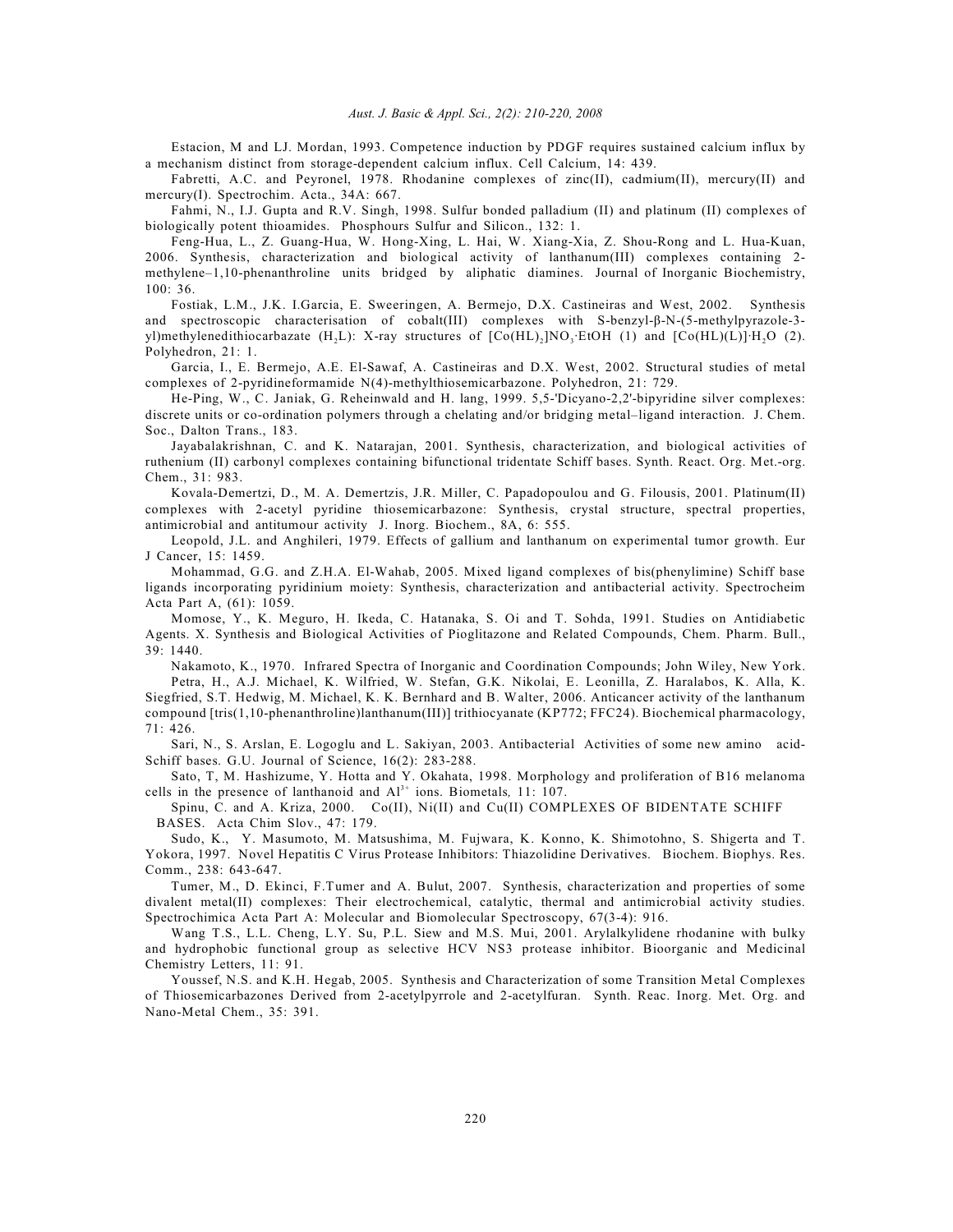Estacion, M and LJ. Mordan, 1993. Competence induction by PDGF requires sustained calcium influx by a mechanism distinct from storage-dependent calcium influx. Cell Calcium, 14: 439.

Fabretti, A.C. and Peyronel, 1978. Rhodanine complexes of zinc(II), cadmium(II), mercury(II) and mercury(I). Spectrochim. Acta., 34A: 667.

Fahmi, N., I.J. Gupta and R.V. Singh, 1998. Sulfur bonded palladium (II) and platinum (II) complexes of biologically potent thioamides. Phosphours Sulfur and Silicon., 132: 1.

Feng-Hua, L., Z. Guang-Hua, W. Hong-Xing, L. Hai, W. Xiang-Xia, Z. Shou-Rong and L. Hua-Kuan, 2006. Synthesis, characterization and biological activity of lanthanum(III) complexes containing 2-methylene–1,10-phenanthroline units bridged by aliphatic diamines. Journal of Inorganic Biochemistry, 100: 36.

Fostiak, L.M., J.K. I.Garcia, E. Sweeringen, A. Bermejo, D.X. Castineiras and West, 2002. Synthesis and spectroscopic characterisation of cobalt(III) complexes with S-benzyl-β-N-(5-methylpyrazole-3-yl)methylenedithiocarbazate ($H_2L$): X-ray structures of $[Co(HL)_2]NO_3 \cdot EtOH$ (1) and $[Co(HL)(L)] \cdot H_2O$ (2). Polyhedron, 21: 1.

Garcia, I., E. Bermejo, A.E. El-Sawaf, A. Castineiras and D.X. West, 2002. Structural studies of metal complexes of 2-pyridineformamide N(4)-methylthiosemicarbazone. Polyhedron, 21: 729.

He-Ping, W., C. Janiak, G. Reheinwald and H. lang, 1999. 5,5-'Dicyano-2,2'-bipyridine silver complexes: discrete units or co-ordination polymers through a chelating and/or bridging metal–ligand interaction. J. Chem. Soc., Dalton Trans., 183.

Jayabalakrishnan, C. and K. Natarajan, 2001. Synthesis, characterization, and biological activities of ruthenium (II) carbonyl complexes containing bifunctional tridentate Schiff bases. Synth. React. Org. Met.-org. Chem., 31: 983.

Kovala-Demertzi, D., M. A. Demertzis, J.R. Miller, C. Papadopoulou and G. Filousis, 2001. Platinum(II) complexes with 2-acetyl pyridine thiosemicarbazone: Synthesis, crystal structure, spectral properties, antimicrobial and antitumour activity J. Inorg. Biochem., 8A, 6: 555.

Leopold, J.L. and Anghileri, 1979. Effects of gallium and lanthanum on experimental tumor growth. Eur J Cancer, 15: 1459.

Mohammad, G.G. and Z.H.A. El-Wahab, 2005. Mixed ligand complexes of bis(phenylimine) Schiff base ligands incorporating pyridinium moiety: Synthesis, characterization and antibacterial activity. Spectrocheim Acta Part A, (61): 1059.

Momose, Y., K. Meguro, H. Ikeda, C. Hatanaka, S. Oi and T. Sohda, 1991. Studies on Antidiabetic Agents. X. Synthesis and Biological Activities of Pioglitazone and Related Compounds, Chem. Pharm. Bull., 39: 1440.

Nakamoto, K., 1970. Infrared Spectra of Inorganic and Coordination Compounds; John Wiley, New York.

Petra, H., A.J. Michael, K. Wilfried, W. Stefan, G.K. Nikolai, E. Leonilla, Z. Haralabos, K. Alla, K. Siegfried, S.T. Hedwig, M. Michael, K. K. Bernhard and B. Walter, 2006. Anticancer activity of the lanthanum compound [tris(1,10-phenanthroline)lanthanum(III)] trithiocyanate (KP772; FFC24). Biochemical pharmacology, 71: 426.

Sari, N., S. Arslan, E. Logoglu and L. Sakiyan, 2003. Antibacterial Activities of some new amino acid-Schiff bases. G.U. Journal of Science, 16(2): 283-288.

Sato, T, M. Hashizume, Y. Hotta and Y. Okahata, 1998. Morphology and proliferation of B16 melanoma cells in the presence of lanthanoid and $Al^{3+}$ ions. Biometals*,* 11: 107.

Spinu, C. and A. Kriza, 2000. Co(II), Ni(II) and Cu(II) COMPLEXES OF BIDENTATE SCHIFF BASES. Acta Chim Slov., 47: 179.

Sudo, K., Y. Masumoto, M. Matsushima, M. Fujwara, K. Konno, K. Shimotohno, S. Shigerta and T. Yokora, 1997. Novel Hepatitis C Virus Protease Inhibitors: Thiazolidine Derivatives. Biochem. Biophys. Res. Comm., 238: 643-647.

Tumer, M., D. Ekinci, F.Tumer and A. Bulut, 2007. Synthesis, characterization and properties of some divalent metal(II) complexes: Their electrochemical, catalytic, thermal and antimicrobial activity studies. Spectrochimica Acta Part A: Molecular and Biomolecular Spectroscopy, 67(3-4): 916.

Wang T.S., L.L. Cheng, L.Y. Su, P.L. Siew and M.S. Mui, 2001. Arylalkylidene rhodanine with bulky and hydrophobic functional group as selective HCV NS3 protease inhibitor. Bioorganic and Medicinal Chemistry Letters, 11: 91.

Youssef, N.S. and K.H. Hegab, 2005. Synthesis and Characterization of some Transition Metal Complexes of Thiosemicarbazones Derived from 2-acetylpyrrole and 2-acetylfuran. Synth. Reac. Inorg. Met. Org. and Nano-Metal Chem., 35: 391.